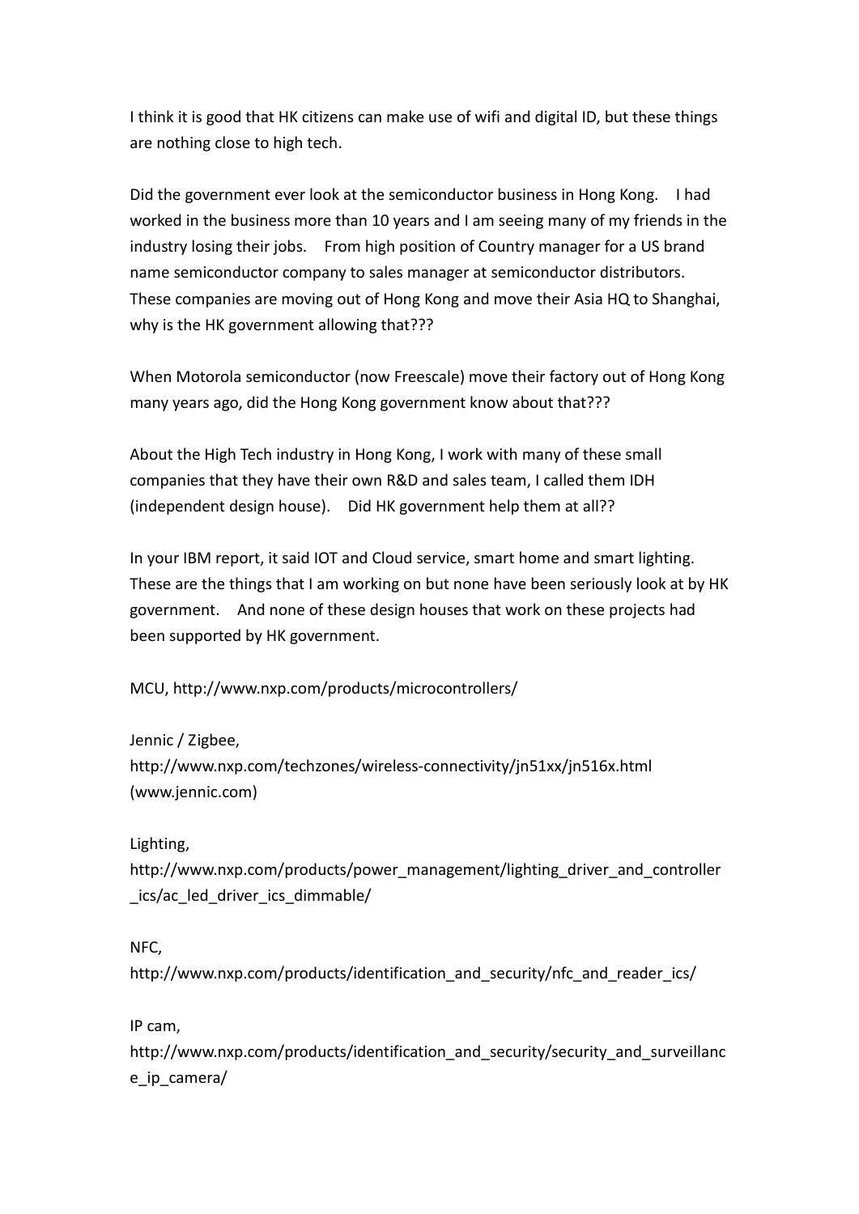I think it is good that HK citizens can make use of wifi and digital ID, but these things are nothing close to high tech.

Did the government ever look at the semiconductor business in Hong Kong. I had worked in the business more than 10 years and I am seeing many of my friends in the industry losing their jobs. From high position of Country manager for a US brand name semiconductor company to sales manager at semiconductor distributors. These companies are moving out of Hong Kong and move their Asia HQ to Shanghai, why is the HK government allowing that???

When Motorola semiconductor (now Freescale) move their factory out of Hong Kong many years ago, did the Hong Kong government know about that???

About the High Tech industry in Hong Kong, I work with many of these small companies that they have their own R&D and sales team, I called them IDH (independent design house). Did HK government help them at all??

In your IBM report, it said IOT and Cloud service, smart home and smart lighting. These are the things that I am working on but none have been seriously look at by HK government. And none of these design houses that work on these projects had been supported by HK government.

MCU, http://www.nxp.com/products/microcontrollers/

Jennic / Zigbee,
http://www.nxp.com/techzones/wireless-connectivity/jn51xx/jn516x.html
(www.jennic.com)

Lighting,
http://www.nxp.com/products/power_management/lighting_driver_and_controller_ics/ac_led_driver_ics_dimmable/

NFC,
http://www.nxp.com/products/identification_and_security/nfc_and_reader_ics/

IP cam,
http://www.nxp.com/products/identification_and_security/security_and_surveillance_ip_camera/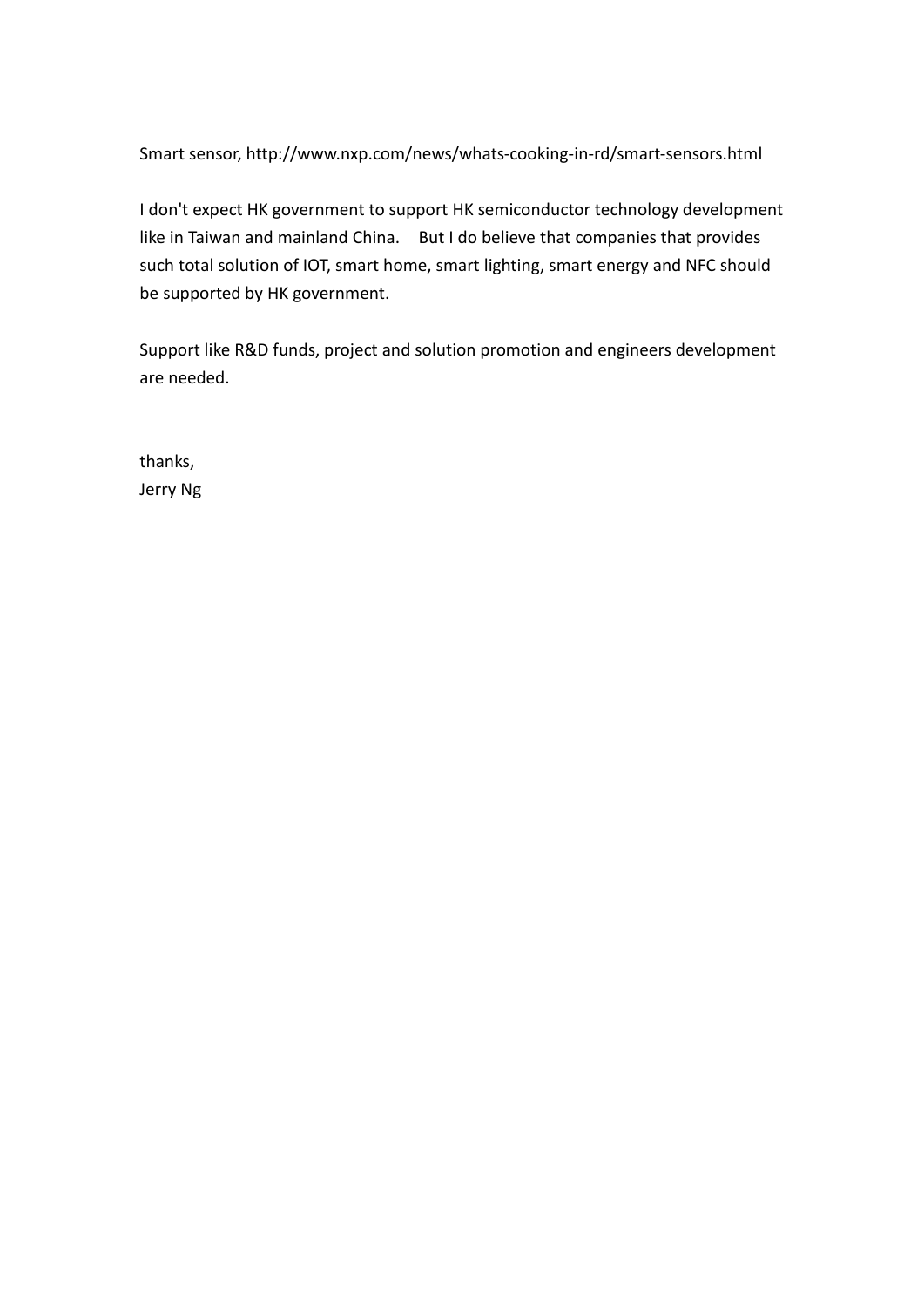Smart sensor, http://www.nxp.com/news/whats-cooking-in-rd/smart-sensors.html

I don't expect HK government to support HK semiconductor technology development like in Taiwan and mainland China. But I do believe that companies that provides such total solution of IOT, smart home, smart lighting, smart energy and NFC should be supported by HK government.

Support like R&D funds, project and solution promotion and engineers development are needed.

thanks,  
Jerry Ng